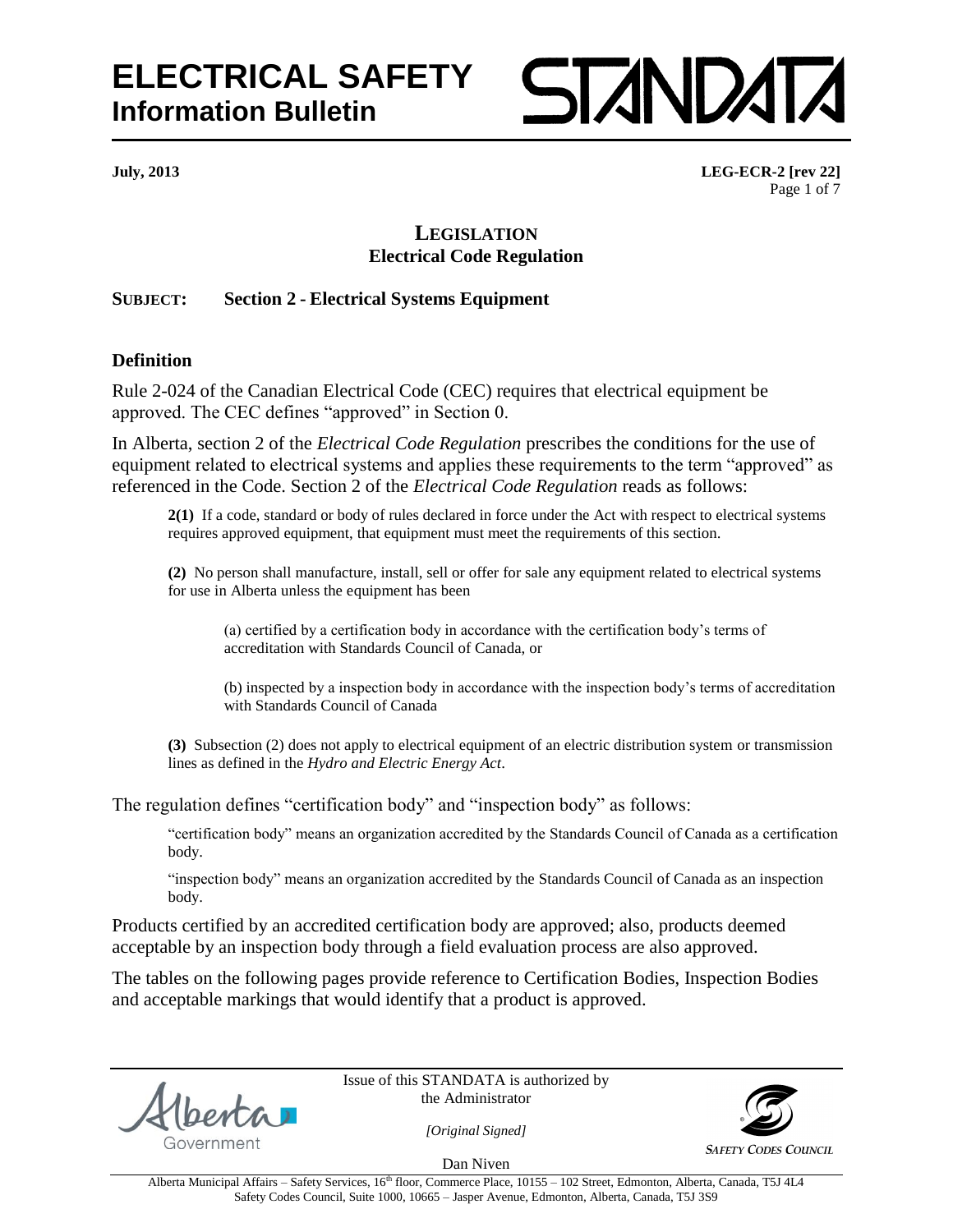# ELECTRICAL SAFETY
## Information Bulletin

STANDATA

**July, 2013** **LEG-ECR-2 [rev 22]**

### LEGISLATION
### Electrical Code Regulation

**SUBJECT: Section 2 - Electrical Systems Equipment**

### Definition

Rule 2-024 of the Canadian Electrical Code (CEC) requires that electrical equipment be approved. The CEC defines "approved" in Section 0.

In Alberta, section 2 of the *Electrical Code Regulation* prescribes the conditions for the use of equipment related to electrical systems and applies these requirements to the term "approved" as referenced in the Code. Section 2 of the *Electrical Code Regulation* reads as follows:

> **2(1)** If a code, standard or body of rules declared in force under the Act with respect to electrical systems requires approved equipment, that equipment must meet the requirements of this section.
>
> **(2)** No person shall manufacture, install, sell or offer for sale any equipment related to electrical systems for use in Alberta unless the equipment has been
>
> > (a) certified by a certification body in accordance with the certification body's terms of accreditation with Standards Council of Canada, or
> >
> > (b) inspected by a inspection body in accordance with the inspection body's terms of accreditation with Standards Council of Canada
>
> **(3)** Subsection (2) does not apply to electrical equipment of an electric distribution system or transmission lines as defined in the *Hydro and Electric Energy Act*.

The regulation defines "certification body" and "inspection body" as follows:

> "certification body" means an organization accredited by the Standards Council of Canada as a certification body.
>
> "inspection body" means an organization accredited by the Standards Council of Canada as an inspection body.

Products certified by an accredited certification body are approved; also, products deemed acceptable by an inspection body through a field evaluation process are also approved.

The tables on the following pages provide reference to Certification Bodies, Inspection Bodies and acceptable markings that would identify that a product is approved.

Issue of this STANDATA is authorized by the Administrator

*[Original Signed]*

Dan Niven

Alberta Government

SAFETY CODES COUNCIL

Alberta Municipal Affairs – Safety Services, 16th floor, Commerce Place, 10155 – 102 Street, Edmonton, Alberta, Canada, T5J 4L4
Safety Codes Council, Suite 1000, 10665 – Jasper Avenue, Edmonton, Alberta, Canada, T5J 3S9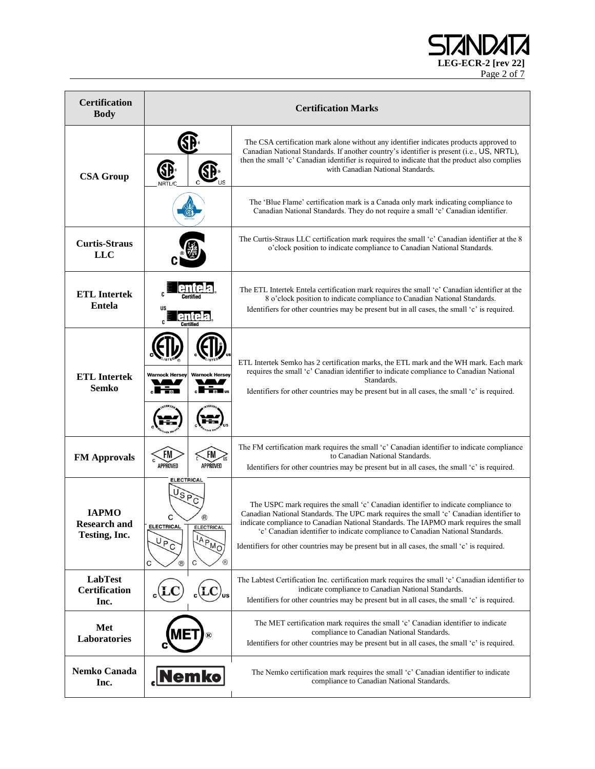| Certification Body | Certification Marks | |
|---|---|---|
| CSA Group | | The CSA certification mark alone without any identifier indicates products approved to Canadian National Standards. If another country's identifier is present (i.e., US, NRTL), then the small 'c' Canadian identifier is required to indicate that the product also complies with Canadian National Standards. |
| | | The 'Blue Flame' certification mark is a Canada only mark indicating compliance to Canadian National Standards. They do not require a small 'c' Canadian identifier. |
| Curtis-Straus LLC | | The Curtis-Straus LLC certification mark requires the small 'c' Canadian identifier at the 8 o'clock position to indicate compliance to Canadian National Standards. |
| ETL Intertek Entela | | The ETL Intertek Entela certification mark requires the small 'c' Canadian identifier at the 8 o'clock position to indicate compliance to Canadian National Standards. Identifiers for other countries may be present but in all cases, the small 'c' is required. |
| ETL Intertek Semko | | ETL Intertek Semko has 2 certification marks, the ETL mark and the WH mark. Each mark requires the small 'c' Canadian identifier to indicate compliance to Canadian National Standards. Identifiers for other countries may be present but in all cases, the small 'c' is required. |
| FM Approvals | | The FM certification mark requires the small 'c' Canadian identifier to indicate compliance to Canadian National Standards. Identifiers for other countries may be present but in all cases, the small 'c' is required. |
| IAPMO Research and Testing, Inc. | | The USPC mark requires the small 'c' Canadian identifier to indicate compliance to Canadian National Standards. The UPC mark requires the small 'c' Canadian identifier to indicate compliance to Canadian National Standards. The IAPMO mark requires the small 'c' Canadian identifier to indicate compliance to Canadian National Standards. Identifiers for other countries may be present but in all cases, the small 'c' is required. |
| LabTest Certification Inc. | | The Labtest Certification Inc. certification mark requires the small 'c' Canadian identifier to indicate compliance to Canadian National Standards. Identifiers for other countries may be present but in all cases, the small 'c' is required. |
| Met Laboratories | | The MET certification mark requires the small 'c' Canadian identifier to indicate compliance to Canadian National Standards. Identifiers for other countries may be present but in all cases, the small 'c' is required. |
| Nemko Canada Inc. | | The Nemko certification mark requires the small 'c' Canadian identifier to indicate compliance to Canadian National Standards. |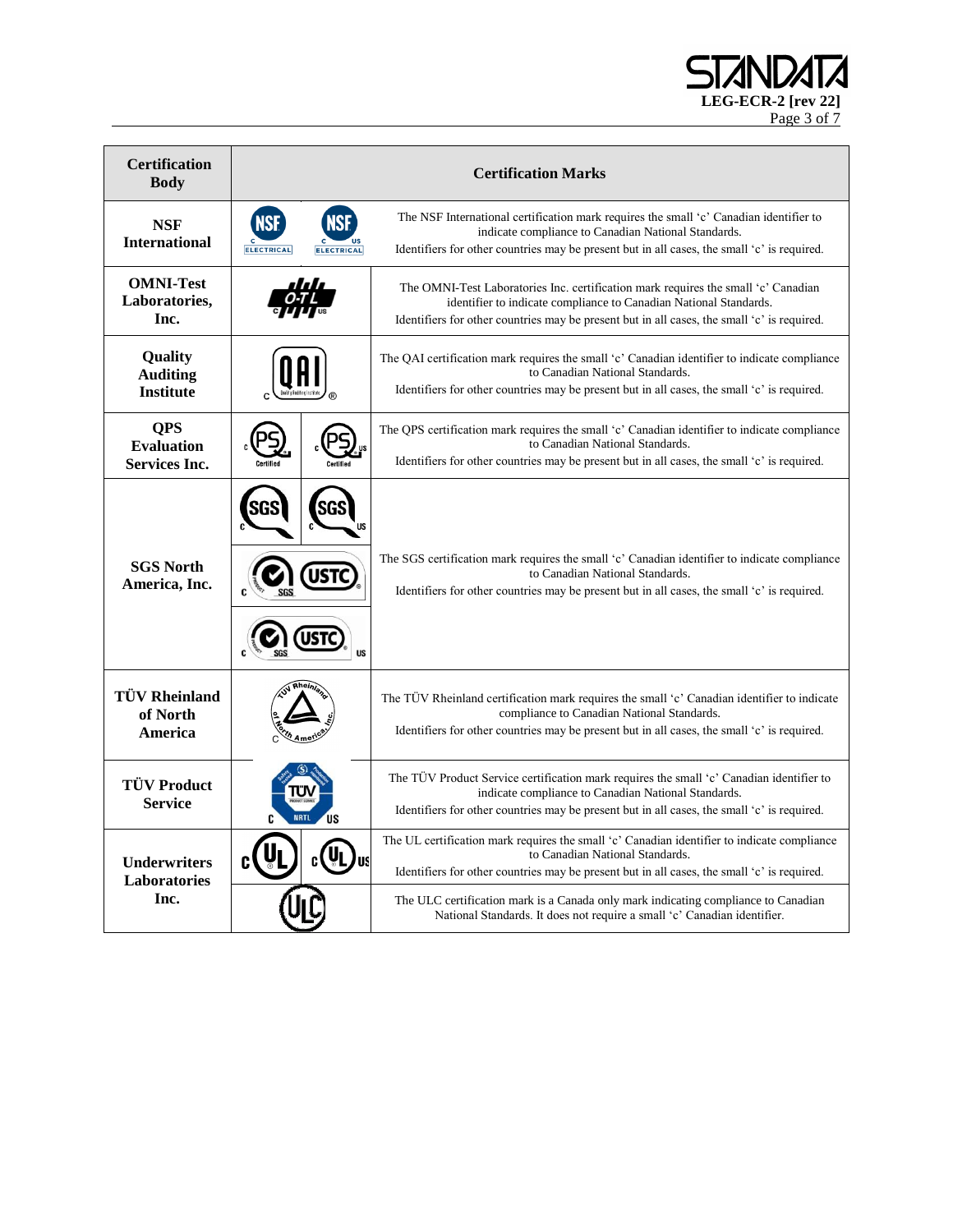| Certification Body | Certification Marks | |
|---|---|---|
| **NSF International** | | The NSF International certification mark requires the small 'c' Canadian identifier to indicate compliance to Canadian National Standards. Identifiers for other countries may be present but in all cases, the small 'c' is required. |
| **OMNI-Test Laboratories, Inc.** | | The OMNI-Test Laboratories Inc. certification mark requires the small 'c' Canadian identifier to indicate compliance to Canadian National Standards. Identifiers for other countries may be present but in all cases, the small 'c' is required. |
| **Quality Auditing Institute** | | The QAI certification mark requires the small 'c' Canadian identifier to indicate compliance to Canadian National Standards. Identifiers for other countries may be present but in all cases, the small 'c' is required. |
| **QPS Evaluation Services Inc.** | | The QPS certification mark requires the small 'c' Canadian identifier to indicate compliance to Canadian National Standards. Identifiers for other countries may be present but in all cases, the small 'c' is required. |
| **SGS North America, Inc.** | | The SGS certification mark requires the small 'c' Canadian identifier to indicate compliance to Canadian National Standards. Identifiers for other countries may be present but in all cases, the small 'c' is required. |
| **TÜV Rheinland of North America** | | The TÜV Rheinland certification mark requires the small 'c' Canadian identifier to indicate compliance to Canadian National Standards. Identifiers for other countries may be present but in all cases, the small 'c' is required. |
| **TÜV Product Service** | | The TÜV Product Service certification mark requires the small 'c' Canadian identifier to indicate compliance to Canadian National Standards. Identifiers for other countries may be present but in all cases, the small 'c' is required. |
| **Underwriters Laboratories Inc.** | | The UL certification mark requires the small 'c' Canadian identifier to indicate compliance to Canadian National Standards. Identifiers for other countries may be present but in all cases, the small 'c' is required. |
| | | The ULC certification mark is a Canada only mark indicating compliance to Canadian National Standards. It does not require a small 'c' Canadian identifier. |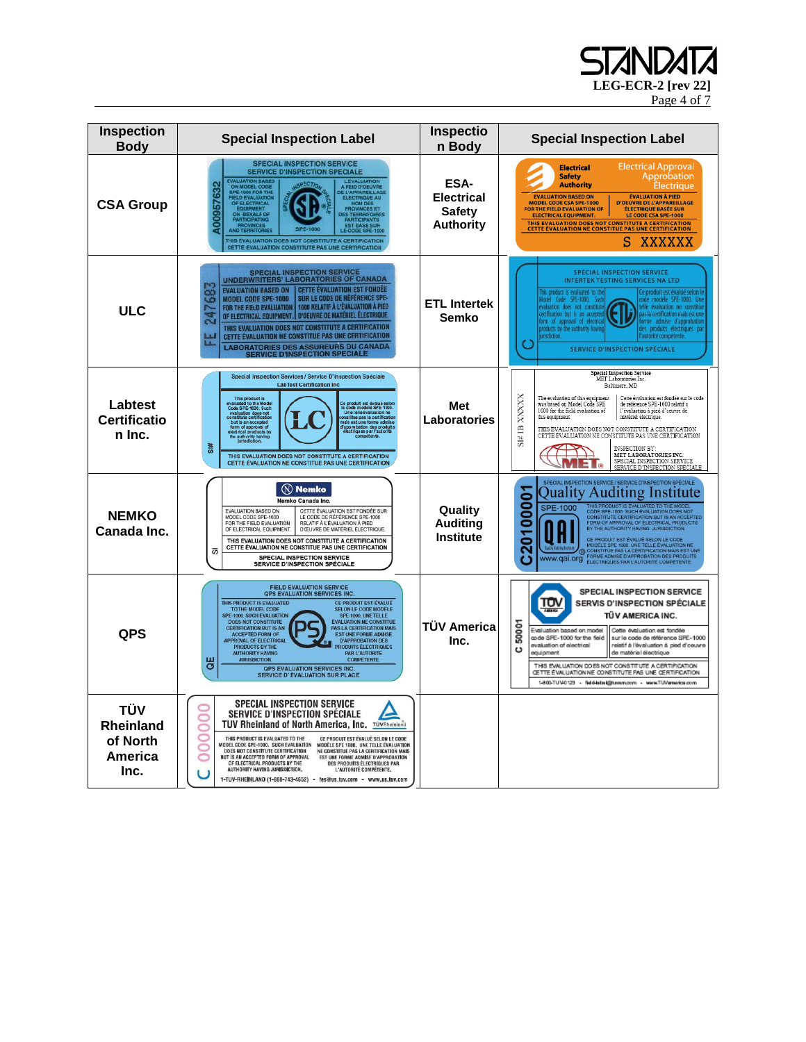| Inspection Body | Special Inspection Label | Inspection Body | Special Inspection Label |
|---|---|---|---|
| CSA Group | SPECIAL INSPECTION SERVICE / SERVICE D'INSPECTION SPECIALE<br>A0095763 2<br>EVALUATION BASED ON MODEL CODE SPE-1000 FOR THE FIELD EVALUATION OF ELECTRICAL EQUIPMENT ON BEHALF OF PARTICIPATING PROVINCES AND TERRITORIES<br>L'EVALUATION A PIED D'OEUVRE DE L'APPAREILLAGE ELECTRIQUE AU NOM DES PROVINCES ET DES TERRITOIRES PARTICIPANTS EST BASE SUR LE CODE SPE-1000<br>SPE-1000<br>THIS EVALUATION DOES NOT CONSTITUTE A CERTIFICATION<br>CETTE EVALUATION CONSTITUTE PAS UNE CERTIFICATION | ESA- Electrical Safety Authority | Electrical Safety Authority / Electrical Approval Approbation Électrique<br>EVALUATION BASED ON MODEL CODE CSA SPE-1000 FOR THE FIELD EVALUATION OF ELECTRICAL EQUIPMENT.<br>ÉVALUATION À PIED D'OEUVRE DE L'APPAREILLAGE ÉLECTRIQUE BASÉE SUR LE CODE CSA SPE-1000<br>THIS EVALUATION DOES NOT CONSTITUTE A CERTIFICATION<br>CETTE ÉVALUATION NE CONSTITUE PAS UNE CERTIFICATION<br>S XXXXXX |
| ULC | SPECIAL INSPECTION SERVICE<br>UNDERWRITERS' LABORATORIES OF CANADA<br>FE 247683<br>EVALUATION BASED ON MODEL CODE SPE-1000 FOR THE FIELD EVALUATION OF ELECTRICAL EQUIPMENT<br>CETTE ÉVALUATION EST FONDÉE SUR LE CODE DE RÉFÉRENCE SPE-1000 RELATIF À L'ÉVALUATION À PIED D'OEUVRE DE MATÉRIEL ÉLECTRIQUE.<br>THIS EVALUATION DOES NOT CONSTITUTE A CERTIFICATION<br>CETTE ÉVALUATION NE CONSTITUE PAS UNE CERTIFICATION<br>LABORATORIES DES ASSUREURS DU CANADA<br>SERVICE D'INSPECTION SPECIALE | ETL Intertek Semko | SPECIAL INSPECTION SERVICE<br>INTERTEK TESTING SERVICES NA LTD<br>This product is evaluated to the Model Code SPE-1000. Such evaluation does not constitute certification but is an accepted form of approval of electrical products by the authority having jurisdiction.<br>Ce produit est évalué selon le code modèle SPE-1000. Une telle évaluation ne constitue pas la certification mais est une forme admise d'approbation des produits électriques par l'autorité compétente.<br>C<br>SERVICE D'INSPECTION SPÉCIALE |
| Labtest Certification Inc. | Special Inspection Services / Service D'Inspection Spéciale<br>Lab Test Certification Inc<br>SI#<br>This product is evaluated to the Model Code SPE 1000. Such evaluation does not constitute certification but is an accepted form of approval of electrical products by the authority having jurisdiction.<br>Ce produit est évalué selon le code modèle SPE 1000. Une telle évaluation ne constitue pas la certification mais est une forme admise d'approbation des produits électriques par l'autorité compétente.<br>THIS EVALUATION DOES NOT CONSTITUTE A CERTIFICATION<br>CETTE EVALUATION NE CONSTITUE PAS UNE CERTIFICATION | Met Laboratories | Special Inspection Service<br>MET Laboratories Inc.<br>Baltimore, MD<br>SI# IB XXXXX<br>The evaluation of this equipment was based on Model Code SPE 1000 for the field evaluation of this equipment<br>Cette évaluation est fondée sur le code de référence SPE-1000 relatif à l'évaluation à pied d'oeuvre de matériel électrique.<br>THIS EVALUATION DOES NOT CONSTITUTE A CERTIFICATION<br>CETTE EVALUATION NE CONSTITUE PAS UNE CERTIFICATION<br>INSPECTION BY: MET LABORATORIES INC.<br>SPECIAL INSPECTION SERVICE<br>SERVICE D'INSPECTION SPECIALE |
| NEMKO Canada Inc. | Nemko<br>Nemko Canada Inc.<br>SI<br>EVALUATION BASED ON MODEL CODE SPE-1000 FOR THE FIELD EVALUATION OF ELECTRICAL EQUIPMENT.<br>CETTE ÉVALUATION EST FONDÉE SUR LE CODE DE RÉFÉRENCE SPE-1000 RELATIF À L'ÉVALUATION À PIED D'OEUVRE DE MATÉRIEL ÉLECTRIQUE.<br>THIS EVALUATION DOES NOT CONSTITUTE A CERTIFICATION<br>CETTE ÉVALUATION NE CONSTITUE PAS UNE CERTIFICATION<br>SPECIAL INSPECTION SERVICE<br>SERVICE D'INSPECTION SPÉCIALE | Quality Auditing Institute | SPECIAL INSPECTION SERVICE / SERVICE D'INSPECTION SPÉCIALE<br>Quality Auditing Institute<br>C20100001<br>SPE-1000<br>THIS PRODUCT IS EVALUATED TO THE MODEL CODE SPE-1000. SUCH EVALUATION DOES NOT CONSTITUTE CERTIFICATION BUT IS AN ACCEPTED FORM OF APPROVAL OF ELECTRICAL PRODUCTS BY THE AUTHORITY HAVING JURISDICTION.<br>CE PRODUIT EST ÉVALUÉ SELON LE CODE MODÈLE SPE 1000. UNE TELLE ÉVALUATION NE CONSTITUE PAS LA CERTIFICATION MAIS EST UNE FORME ADMISE D'APPROBATION DES PRODUITS ÉLECTRIQUES PAR L'AUTORITÉ COMPÉTENTE.<br>www.qai.org |
| QPS | FIELD EVALUATION SERVICE<br>QPS EVALUATION SERVICES INC.<br>QE<br>THIS PRODUCT IS EVALUATED TO THE MODEL CODE SPE-1000. SUCH EVALUATION DOES NOT CONSTITUTE CERTIFICATION BUT IS AN ACCEPTED FORM OF APPROVAL OF ELECTRICAL PRODUCTS BY THE AUTHORITY HAVING JURISDICTION.<br>CE PRODUIT EST ÉVALUÉ SELON LE CODE MODELE SPE-1000. UNE TELLE ÉVALUATION NE CONSTITUE PAS LA CERTIFICATION MAIS EST UNE FORME ADMISE D'APPROBATION DES PRODUITS ÉLECTRIQUES PAR L'AUTORITÉ COMPÉTENTE.<br>QPS EVALUATION SERVICES INC.<br>SERVICE D' ÉVALUATION SUR PLACE | TÜV America Inc. | SPECIAL INSPECTION SERVICE<br>SERVIS D'INSPECTION SPÉCIALE<br>TÜV AMERICA INC.<br>C 50001<br>Evaluation based on model code SPE-1000 for the field evaluation of electrical equipment<br>Cette évaluation est fondée sur le code de référence SPE-1000 relatif à l'évaluation à pied d'oeuvre de matériel électrique<br>THIS EVALUATION DOES NOT CONSTITUTE A CERTIFICATION<br>CETTE ÉVALUATION NE CONSTITUE PAS UNE CERTIFICATION<br>1-800-TUV-0123 - fieldlabel@tuvam.com - www.TUVamerica.com |
| TÜV Rheinland of North America Inc. | SPECIAL INSPECTION SERVICE<br>SERVICE D'INSPECTION SPÉCIALE<br>TUV Rheinland of North America, Inc.<br>C 000000<br>THIS PRODUCT IS EVALUATED TO THE MODEL CODE SPE-1000. SUCH EVALUATION DOES NOT CONSTITUTE CERTIFICATION BUT IS AN ACCEPTED FORM OF APPROVAL OF ELECTRICAL PRODUCTS BY THE AUTHORITY HAVING JURISDICTION.<br>CE PRODUIT EST ÉVALUÉ SELON LE CODE MODÈLE SPE 1000. UNE TELLE ÉVALUATION NE CONSTITUE PAS LA CERTIFICATION MAIS EST UNE FORME ADMISE D'APPROBATION DES PRODUITS ÉLECTRIQUES PAR L'AUTORITÉ COMPÉTENTE.<br>1-TUV-RHEINLAND (1-888-743-4652) - fes@us.tuv.com - www.us.tuv.com | | |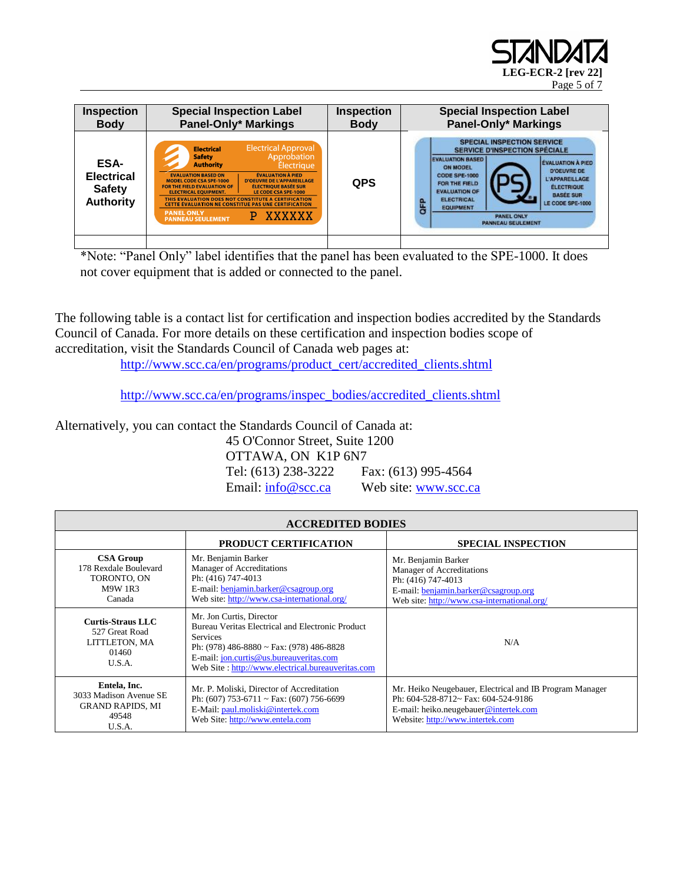| Inspection Body | Special Inspection Label Panel-Only* Markings | Inspection Body | Special Inspection Label Panel-Only* Markings |
|---|---|---|---|
| ESA-Electrical Safety Authority | Electrical Safety Authority / Electrical Approval Approbation Électrique / EVALUATION BASED ON MODEL CODE CSA SPE-1000 FOR THE FIELD EVALUATION OF ELECTRICAL EQUIPMENT. / ÉVALUATION À PIED D'OEUVRE DE L'APPAREILLAGE ÉLECTRIQUE BASÉE SUR LE CODE CSA SPE-1000 / THIS EVALUATION DOES NOT CONSTITUTE A CERTIFICATION / CETTE ÉVALUATION NE CONSTITUE PAS UNE CERTIFICATION / PANEL ONLY PANNEAU SEULEMENT P XXXXXX | QPS | SPECIAL INSPECTION SERVICE / SERVICE D'INSPECTION SPÉCIALE / EVALUATION BASED ON MODEL CODE SPE-1000 FOR THE FIELD EVALUATION OF ELECTRICAL EQUIPMENT / ÉVALUATION À PIED D'OEUVRE DE L'APPAREILLAGE ÉLECTRIQUE BASÉE SUR LE CODE SPE-1000 / QFP / PANEL ONLY PANNEAU SEULEMENT |
| | | | |

*Note: "Panel Only" label identifies that the panel has been evaluated to the SPE-1000. It does not cover equipment that is added or connected to the panel.

The following table is a contact list for certification and inspection bodies accredited by the Standards Council of Canada. For more details on these certification and inspection bodies scope of accreditation, visit the Standards Council of Canada web pages at:

http://www.scc.ca/en/programs/product_cert/accredited_clients.shtml

http://www.scc.ca/en/programs/inspec_bodies/accredited_clients.shtml

Alternatively, you can contact the Standards Council of Canada at:

45 O'Connor Street, Suite 1200
OTTAWA, ON K1P 6N7
Tel: (613) 238-3222 Fax: (613) 995-4564
Email: info@scc.ca Web site: www.scc.ca

| ACCREDITED BODIES | | |
|---|---|---|
| | **PRODUCT CERTIFICATION** | **SPECIAL INSPECTION** |
| **CSA Group**<br>178 Rexdale Boulevard<br>TORONTO, ON<br>M9W 1R3<br>Canada | Mr. Benjamin Barker<br>Manager of Accreditations<br>Ph: (416) 747-4013<br>E-mail: benjamin.barker@csagroup.org<br>Web site: http://www.csa-international.org/ | Mr. Benjamin Barker<br>Manager of Accreditations<br>Ph: (416) 747-4013<br>E-mail: benjamin.barker@csagroup.org<br>Web site: http://www.csa-international.org/ |
| **Curtis-Straus LLC**<br>527 Great Road<br>LITTLETON, MA<br>01460<br>U.S.A. | Mr. Jon Curtis, Director<br>Bureau Veritas Electrical and Electronic Product Services<br>Ph: (978) 486-8880 ~ Fax: (978) 486-8828<br>E-mail: jon.curtis@us.bureauveritas.com<br>Web Site : http://www.electrical.bureauveritas.com | N/A |
| **Entela, Inc.**<br>3033 Madison Avenue SE<br>GRAND RAPIDS, MI<br>49548<br>U.S.A. | Mr. P. Moliski, Director of Accreditation<br>Ph: (607) 753-6711 ~ Fax: (607) 756-6699<br>E-Mail: paul.moliski@intertek.com<br>Web Site: http://www.entela.com | Mr. Heiko Neugebauer, Electrical and IB Program Manager<br>Ph: 604-528-8712~ Fax: 604-524-9186<br>E-mail: heiko.neugebauer@intertek.com<br>Website: http://www.intertek.com |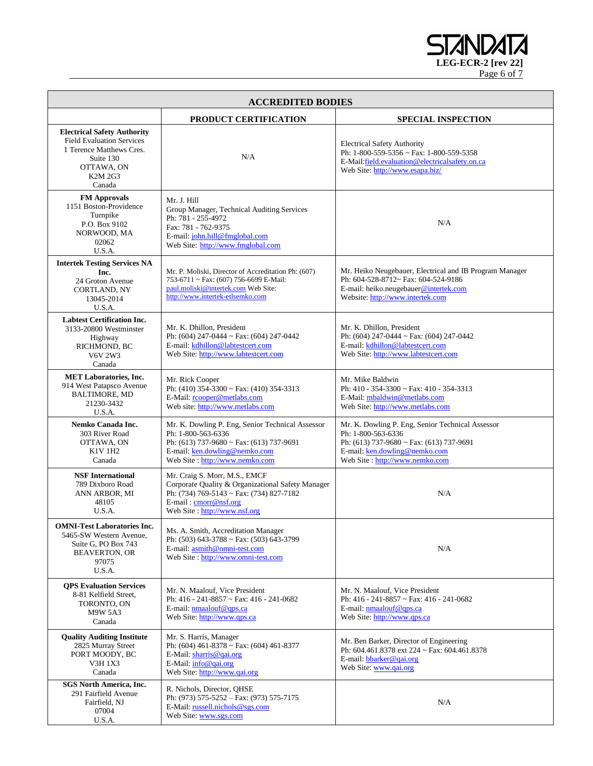| ACCREDITED BODIES | | |
|---|---|---|
| | **PRODUCT CERTIFICATION** | **SPECIAL INSPECTION** |
| **Electrical Safety Authority**<br>Field Evaluation Services<br>1 Terence Matthews Cres.<br>Suite 130<br>OTTAWA, ON<br>K2M 2G3<br>Canada | N/A | Electrical Safety Authority<br>Ph: 1-800-559-5356 ~ Fax: 1-800-559-5358<br>E-Mail:field.evaluation@electricalsafety.on.ca<br>Web Site: http://www.esapa.biz/ |
| **FM Approvals**<br>1151 Boston-Providence Turnpike<br>P.O. Box 9102<br>NORWOOD, MA<br>02062<br>U.S.A. | Mr. J. Hill<br>Group Manager, Technical Auditing Services<br>Ph: 781 - 255-4972<br>Fax: 781 - 762-9375<br>E-mail: john.hill@fmglobal.com<br>Web Site: http://www.fmglobal.com | N/A |
| **Intertek Testing Services NA Inc.**<br>24 Groton Avenue<br>CORTLAND, NY<br>13045-2014<br>U.S.A. | Mr. P. Moliski, Director of Accreditation Ph: (607) 753-6711 ~ Fax: (607) 756-6699 E-Mail: paul.moliski@intertek.com Web Site: http://www.intertek-etlsemko.com | Mr. Heiko Neugebauer, Electrical and IB Program Manager<br>Ph: 604-528-8712~ Fax: 604-524-9186<br>E-mail: heiko.neugebauer@intertek.com<br>Website: http://www.intertek.com |
| **Labtest Certification Inc.**<br>3133-20800 Westminster Highway<br>RICHMOND, BC<br>V6V 2W3<br>Canada | Mr. K. Dhillon, President<br>Ph: (604) 247-0444 ~ Fax: (604) 247-0442<br>E-mail: kdhillon@labtestcert.com<br>Web Site: http://www.labtestcert.com | Mr. K. Dhillon, President<br>Ph: (604) 247-0444 ~ Fax: (604) 247-0442<br>E-mail: kdhillon@labtestcert.com<br>Web Site: http://www.labtestcert.com |
| **MET Laboratories, Inc.**<br>914 West Patapsco Avenue<br>BALTIMORE, MD<br>21230-3432<br>U.S.A. | Mr. Rick Cooper<br>Ph: (410) 354-3300 ~ Fax: (410) 354-3313<br>E-Mail: rcooper@metlabs.com<br>Web site: http://www.metlabs.com | Mr. Mike Baldwin<br>Ph: 410 - 354-3300 ~ Fax: 410 - 354-3313<br>E-Mail: mbaldwin@metlabs.com<br>Web Site: http://www.metlabs.com |
| **Nemko Canada Inc.**<br>303 River Road<br>OTTAWA, ON<br>K1V 1H2<br>Canada | Mr. K. Dowling P. Eng, Senior Technical Assessor<br>Ph: 1-800-563-6336<br>Ph: (613) 737-9680 ~ Fax: (613) 737-9691<br>E-mail: ken.dowling@nemko.com<br>Web Site : http://www.nemko.com | Mr. K. Dowling P. Eng, Senior Technical Assessor<br>Ph: 1-800-563-6336<br>Ph: (613) 737-9680 ~ Fax: (613) 737-9691<br>E-mail: ken.dowling@nemko.com<br>Web Site : http://www.nemko.com |
| **NSF International**<br>789 Dixboro Road<br>ANN ARBOR, MI<br>48105<br>U.S.A. | Mr. Craig S. Morr, M.S., EMCF<br>Corporate Quality & Organizational Safety Manager<br>Ph: (734) 769-5143 ~ Fax: (734) 827-7182<br>E-mail : cmorr@nsf.org<br>Web Site : http://www.nsf.org | N/A |
| **OMNI-Test Laboratories Inc.**<br>5465-SW Western Avenue,<br>Suite G, PO Box 743<br>BEAVERTON, OR<br>97075<br>U.S.A. | Ms. A. Smith, Accreditation Manager<br>Ph: (503) 643-3788 ~ Fax: (503) 643-3799<br>E-mail: asmith@omni-test.com<br>Web Site : http://www.omni-test.com | N/A |
| **QPS Evaluation Services**<br>8-81 Kelfield Street,<br>TORONTO, ON<br>M9W 5A3<br>Canada | Mr. N. Maalouf, Vice President<br>Ph: 416 - 241-8857 ~ Fax: 416 - 241-0682<br>E-mail: nmaalouf@qps.ca<br>Web Site: http://www.qps.ca | Mr. N. Maalouf, Vice President<br>Ph: 416 - 241-8857 ~ Fax: 416 - 241-0682<br>E-mail: nmaalouf@qps.ca<br>Web Site: http://www.qps.ca |
| **Quality Auditing Institute**<br>2825 Murray Street<br>PORT MOODY, BC<br>V3H 1X3<br>Canada | Mr. S. Harris, Manager<br>Ph: (604) 461-8378 ~ Fax: (604) 461-8377<br>E-Mail: sharris@qai.org<br>E-Mail: info@qai.org<br>Web Site: http://www.qai.org | Mr. Ben Barker, Director of Engineering<br>Ph: 604.461.8378 ext 224 ~ Fax: 604.461.8378<br>E-mail: bbarker@qai.org<br>Web Site: www.qai.org |
| **SGS North America, Inc.**<br>291 Fairfield Avenue<br>Fairfield, NJ<br>07004<br>U.S.A. | R. Nichols, Director, QHSE<br>Ph: (973) 575-5252 – Fax: (973) 575-7175<br>E-Mail: russell.nichols@sgs.com<br>Web Site: www.sgs.com | N/A |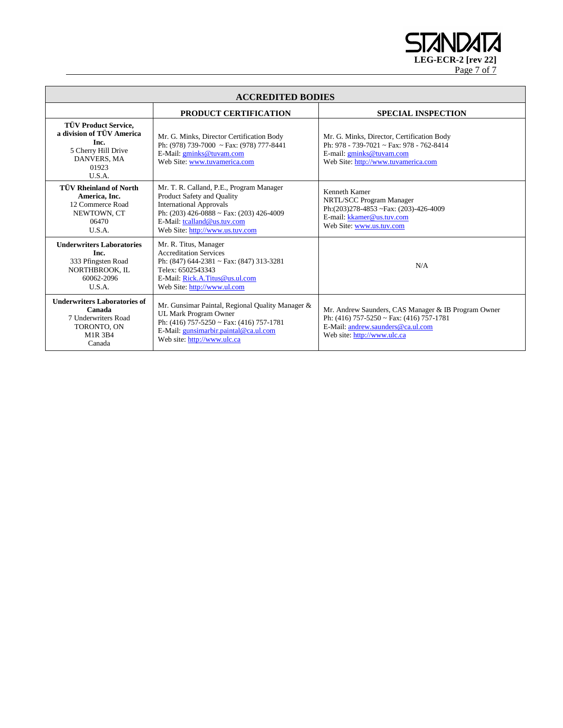## ACCREDITED BODIES

| | PRODUCT CERTIFICATION | SPECIAL INSPECTION |
|---|---|---|
| **TÜV Product Service, a division of TÜV America Inc.**<br>5 Cherry Hill Drive<br>DANVERS, MA<br>01923<br>U.S.A. | Mr. G. Minks, Director Certification Body<br>Ph: (978) 739-7000 ~ Fax: (978) 777-8441<br>E-Mail: gminks@tuvam.com<br>Web Site: www.tuvamerica.com | Mr. G. Minks, Director, Certification Body<br>Ph: 978 - 739-7021 ~ Fax: 978 - 762-8414<br>E-mail: gminks@tuvam.com<br>Web Site: http://www.tuvamerica.com |
| **TÜV Rheinland of North America, Inc.**<br>12 Commerce Road<br>NEWTOWN, CT<br>06470<br>U.S.A. | Mr. T. R. Calland, P.E., Program Manager<br>Product Safety and Quality<br>International Approvals<br>Ph: (203) 426-0888 ~ Fax: (203) 426-4009<br>E-Mail: tcalland@us.tuv.com<br>Web Site: http://www.us.tuv.com | Kenneth Kamer<br>NRTL/SCC Program Manager<br>Ph:(203)278-4853 ~Fax: (203)-426-4009<br>E-mail: kkamer@us.tuv.com<br>Web Site: www.us.tuv.com |
| **Underwriters Laboratories Inc.**<br>333 Pfingsten Road<br>NORTHBROOK, IL<br>60062-2096<br>U.S.A. | Mr. R. Titus, Manager<br>Accreditation Services<br>Ph: (847) 644-2381 ~ Fax: (847) 313-3281<br>Telex: 6502543343<br>E-Mail: Rick.A.Titus@us.ul.com<br>Web Site: http://www.ul.com | N/A |
| **Underwriters Laboratories of Canada**<br>7 Underwriters Road<br>TORONTO, ON<br>M1R 3B4<br>Canada | Mr. Gunsimar Paintal, Regional Quality Manager & UL Mark Program Owner<br>Ph: (416) 757-5250 ~ Fax: (416) 757-1781<br>E-Mail: gunsimarbir.paintal@ca.ul.com<br>Web site: http://www.ulc.ca | Mr. Andrew Saunders, CAS Manager & IB Program Owner<br>Ph: (416) 757-5250 ~ Fax: (416) 757-1781<br>E-Mail: andrew.saunders@ca.ul.com<br>Web site: http://www.ulc.ca |